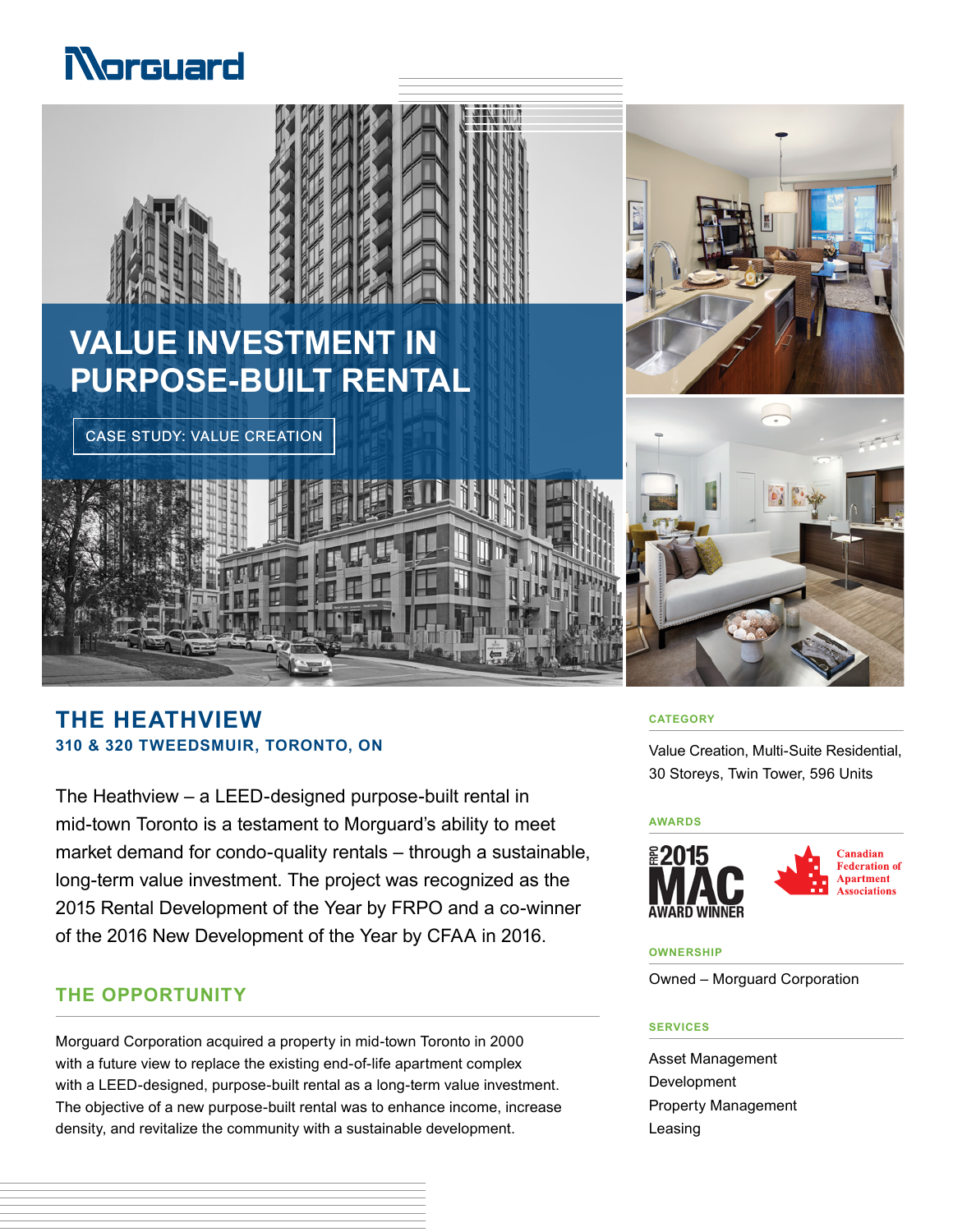# VALUE INVESTMENT IN PURPOSE-BUILT RENTAL

CASE STUDY: VALUE CREATION

## THE HEATHVIEW

**310 & 320 TWEEDSMUIR, TORONTO, ON**

The Heathview – a LEED-designed purpose-built rental in mid-town Toronto is a testament to Morguard's ability to meet market demand for condo-quality rentals – through a sustainable, long-term value investment. The project was recognized as the 2015 Rental Development of the Year by FRPO and a co-winner of the 2016 New Development of the Year by CFAA in 2016.

## THE OPPORTUNITY

Morguard Corporation acquired a property in mid-town Toronto in 2000 with a future view to replace the existing end-of-life apartment complex with a LEED-designed, purpose-built rental as a long-term value investment. The objective of a new purpose-built rental was to enhance income, increase density, and revitalize the community with a sustainable development.

### CATEGORY

Value Creation, Multi-Suite Residential, 30 Storeys, Twin Tower, 596 Units

### AWARDS

FRPO 2015 MAC AWARD WINNER

Canadian Federation of Apartment Associations

### OWNERSHIP

Owned – Morguard Corporation

### SERVICES

Asset Management
Development
Property Management
Leasing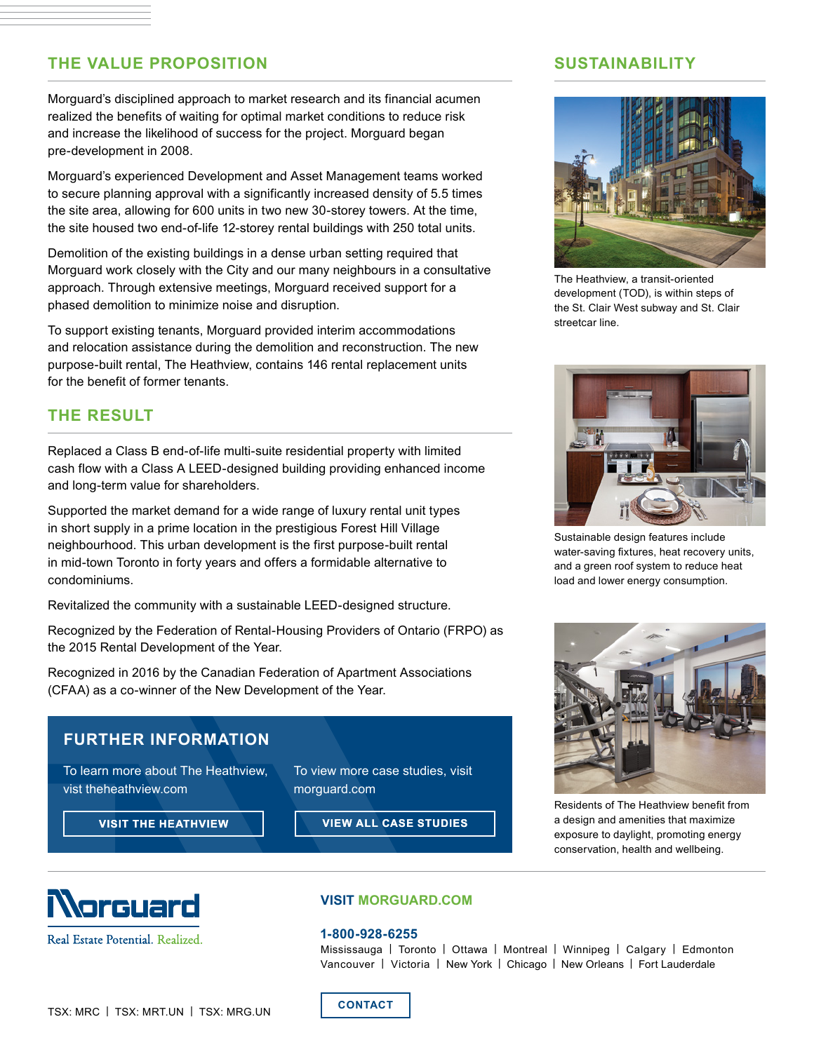## THE VALUE PROPOSITION

Morguard's disciplined approach to market research and its financial acumen realized the benefits of waiting for optimal market conditions to reduce risk and increase the likelihood of success for the project. Morguard began pre-development in 2008.

Morguard's experienced Development and Asset Management teams worked to secure planning approval with a significantly increased density of 5.5 times the site area, allowing for 600 units in two new 30-storey towers. At the time, the site housed two end-of-life 12-storey rental buildings with 250 total units.

Demolition of the existing buildings in a dense urban setting required that Morguard work closely with the City and our many neighbours in a consultative approach. Through extensive meetings, Morguard received support for a phased demolition to minimize noise and disruption.

To support existing tenants, Morguard provided interim accommodations and relocation assistance during the demolition and reconstruction. The new purpose-built rental, The Heathview, contains 146 rental replacement units for the benefit of former tenants.

## THE RESULT

Replaced a Class B end-of-life multi-suite residential property with limited cash flow with a Class A LEED-designed building providing enhanced income and long-term value for shareholders.

Supported the market demand for a wide range of luxury rental unit types in short supply in a prime location in the prestigious Forest Hill Village neighbourhood. This urban development is the first purpose-built rental in mid-town Toronto in forty years and offers a formidable alternative to condominiums.

Revitalized the community with a sustainable LEED-designed structure.

Recognized by the Federation of Rental-Housing Providers of Ontario (FRPO) as the 2015 Rental Development of the Year.

Recognized in 2016 by the Canadian Federation of Apartment Associations (CFAA) as a co-winner of the New Development of the Year.

## FURTHER INFORMATION

To learn more about The Heathview, vist theheathview.com

**VISIT THE HEATHVIEW**

To view more case studies, visit morguard.com

**VIEW ALL CASE STUDIES**

## SUSTAINABILITY

The Heathview, a transit-oriented development (TOD), is within steps of the St. Clair West subway and St. Clair streetcar line.

Sustainable design features include water-saving fixtures, heat recovery units, and a green roof system to reduce heat load and lower energy consumption.

Residents of The Heathview benefit from a design and amenities that maximize exposure to daylight, promoting energy conservation, health and wellbeing.

Morguard

Real Estate Potential. Realized.

TSX: MRC | TSX: MRT.UN | TSX: MRG.UN

**VISIT MORGUARD.COM**

**1-800-928-6255**

Mississauga | Toronto | Ottawa | Montreal | Winnipeg | Calgary | Edmonton
Vancouver | Victoria | New York | Chicago | New Orleans | Fort Lauderdale

**CONTACT**